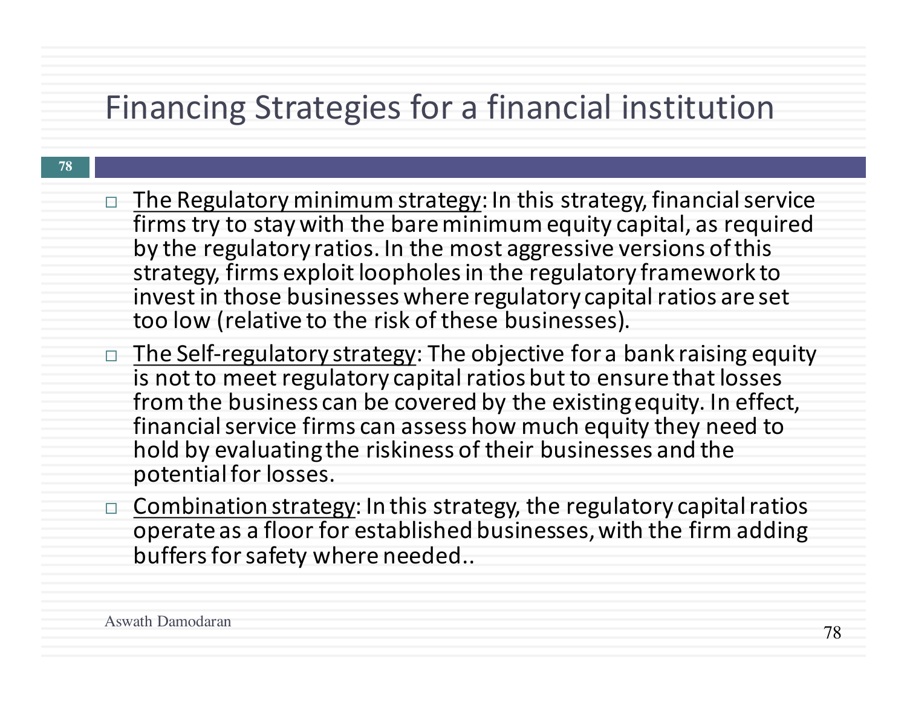# Financing Strategies for a financial institution

- The Regulatory minimum strategy: In this strategy, financial service firms try to stay with the bare minimum equity capital, as required by the regulatory ratios. In the most aggressive versions of this strategy, firms exploit loopholes in the regulatory framework to invest in those businesses where regulatory capital ratios are set too low (relative to the risk of these businesses).
- The Self-regulatory strategy: The objective for a bank raising equity is not to meet regulatory capital ratios but to ensure that losses from the business can be covered by the existing equity. In effect, financial service firms can assess how much equity they need to hold by evaluating the riskiness of their businesses and the potential for losses.
- Combination strategy: In this strategy, the regulatory capital ratios operate as a floor for established businesses, with the firm adding buffers for safety where needed..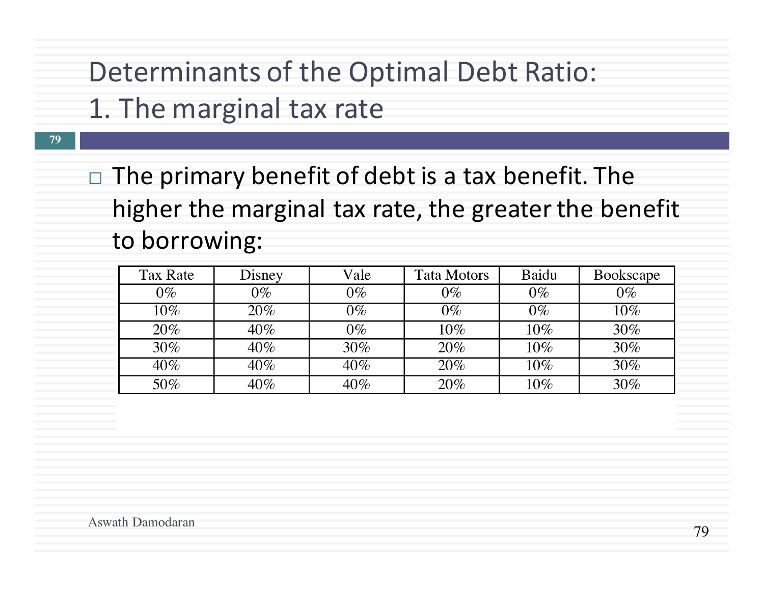# Determinants of the Optimal Debt Ratio: 1. The marginal tax rate

- The primary benefit of debt is a tax benefit. The higher the marginal tax rate, the greater the benefit to borrowing:

| Tax Rate | Disney | Vale | Tata Motors | Baidu | Bookscape |
|---|---|---|---|---|---|
| 0% | 0% | 0% | 0% | 0% | 0% |
| 10% | 20% | 0% | 0% | 0% | 10% |
| 20% | 40% | 0% | 10% | 10% | 30% |
| 30% | 40% | 30% | 20% | 10% | 30% |
| 40% | 40% | 40% | 20% | 10% | 30% |
| 50% | 40% | 40% | 20% | 10% | 30% |

Aswath Damodaran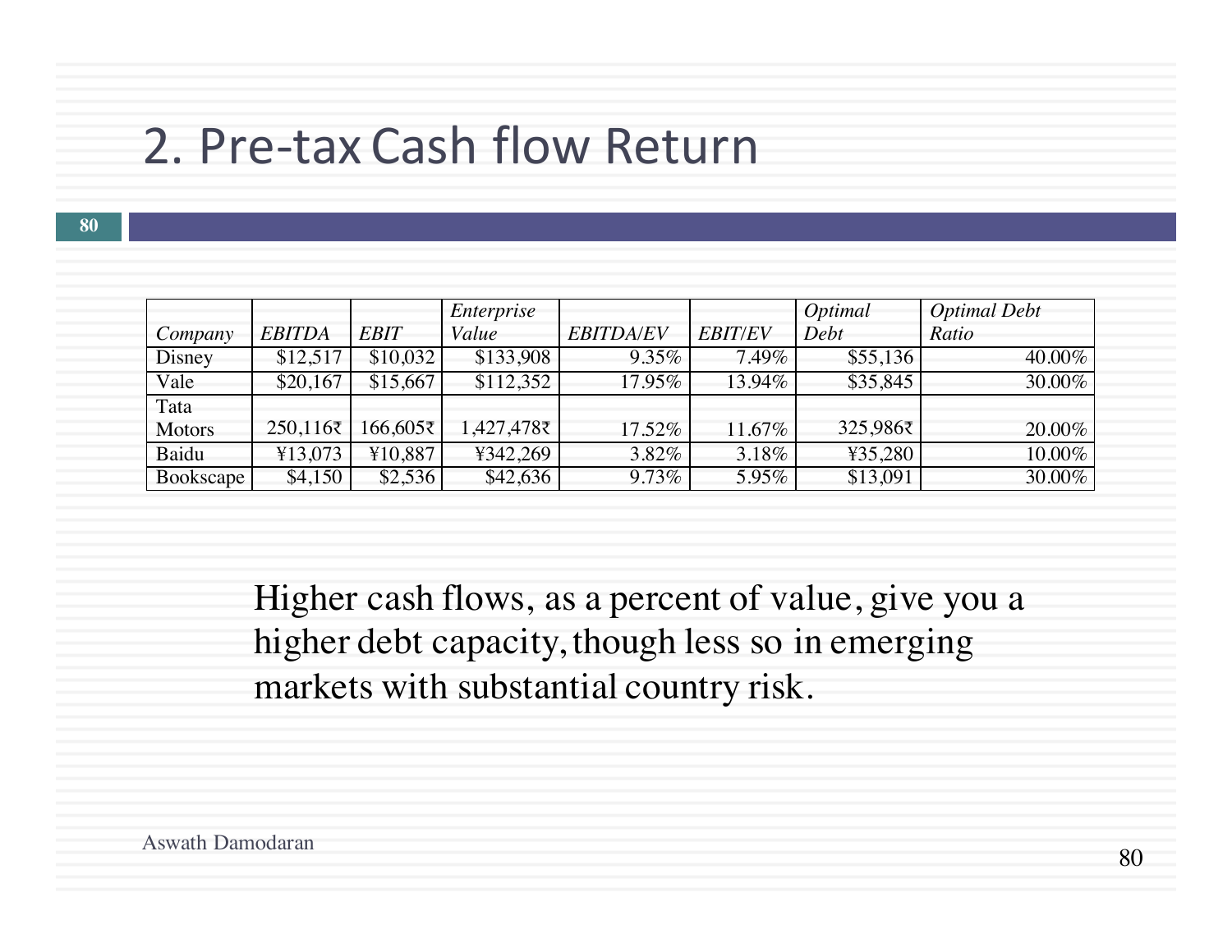# 2. Pre-tax Cash flow Return

| *Company* | *EBITDA* | *EBIT* | *Enterprise Value* | *EBITDA/EV* | *EBIT/EV* | *Optimal Debt* | *Optimal Debt Ratio* |
|---|---|---|---|---|---|---|---|
| Disney | $12,517 | $10,032 | $133,908 | 9.35% | 7.49% | $55,136 | 40.00% |
| Vale | $20,167 | $15,667 | $112,352 | 17.95% | 13.94% | $35,845 | 30.00% |
| Tata Motors | 250,116₹ | 166,605₹ | 1,427,478₹ | 17.52% | 11.67% | 325,986₹ | 20.00% |
| Baidu | ¥13,073 | ¥10,887 | ¥342,269 | 3.82% | 3.18% | ¥35,280 | 10.00% |
| Bookscape | $4,150 | $2,536 | $42,636 | 9.73% | 5.95% | $13,091 | 30.00% |

Higher cash flows, as a percent of value, give you a higher debt capacity, though less so in emerging markets with substantial country risk.

Aswath Damodaran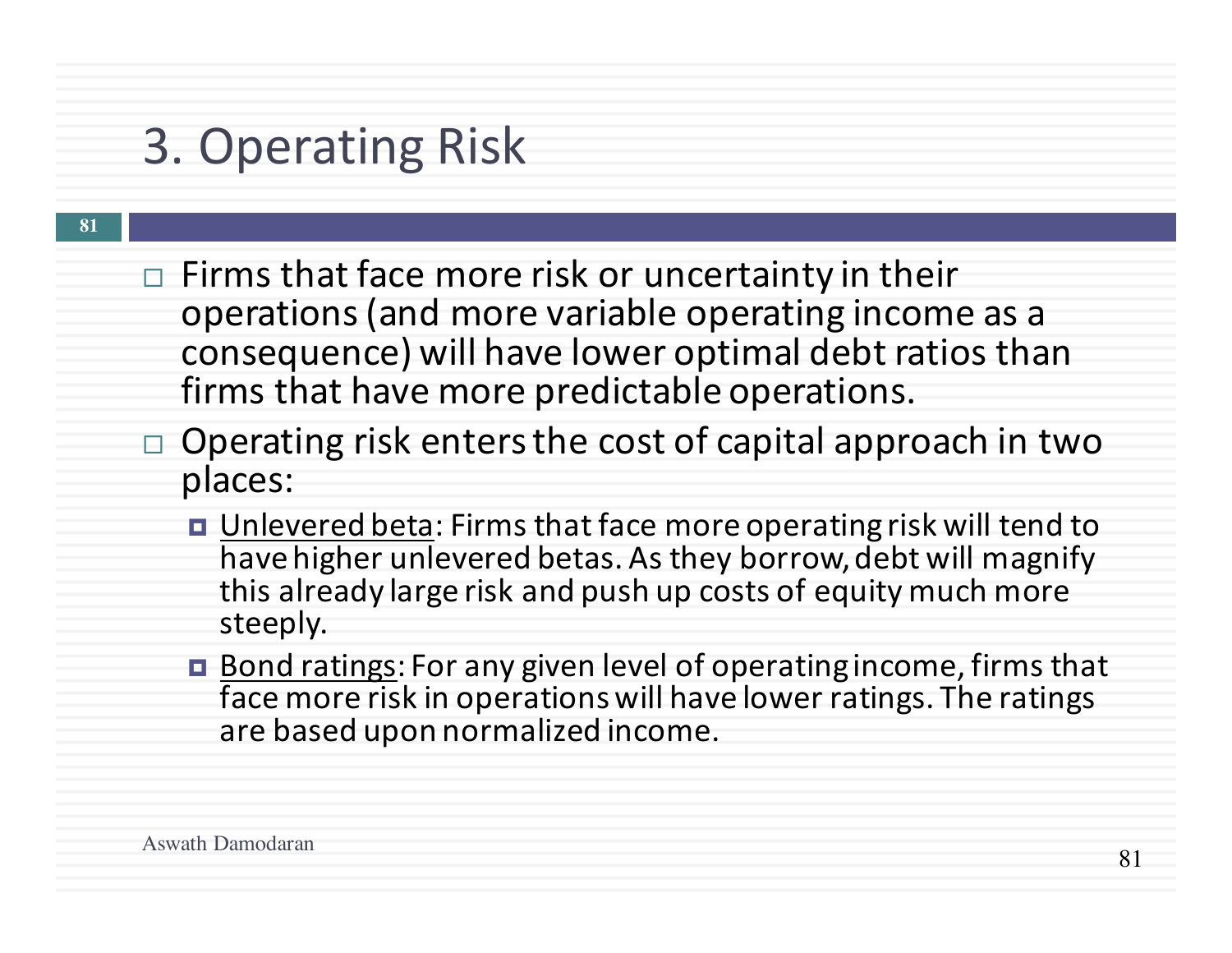# 3. Operating Risk

- Firms that face more risk or uncertainty in their operations (and more variable operating income as a consequence) will have lower optimal debt ratios than firms that have more predictable operations.
- Operating risk enters the cost of capital approach in two places:
  - Unlevered beta: Firms that face more operating risk will tend to have higher unlevered betas. As they borrow, debt will magnify this already large risk and push up costs of equity much more steeply.
  - Bond ratings: For any given level of operating income, firms that face more risk in operations will have lower ratings. The ratings are based upon normalized income.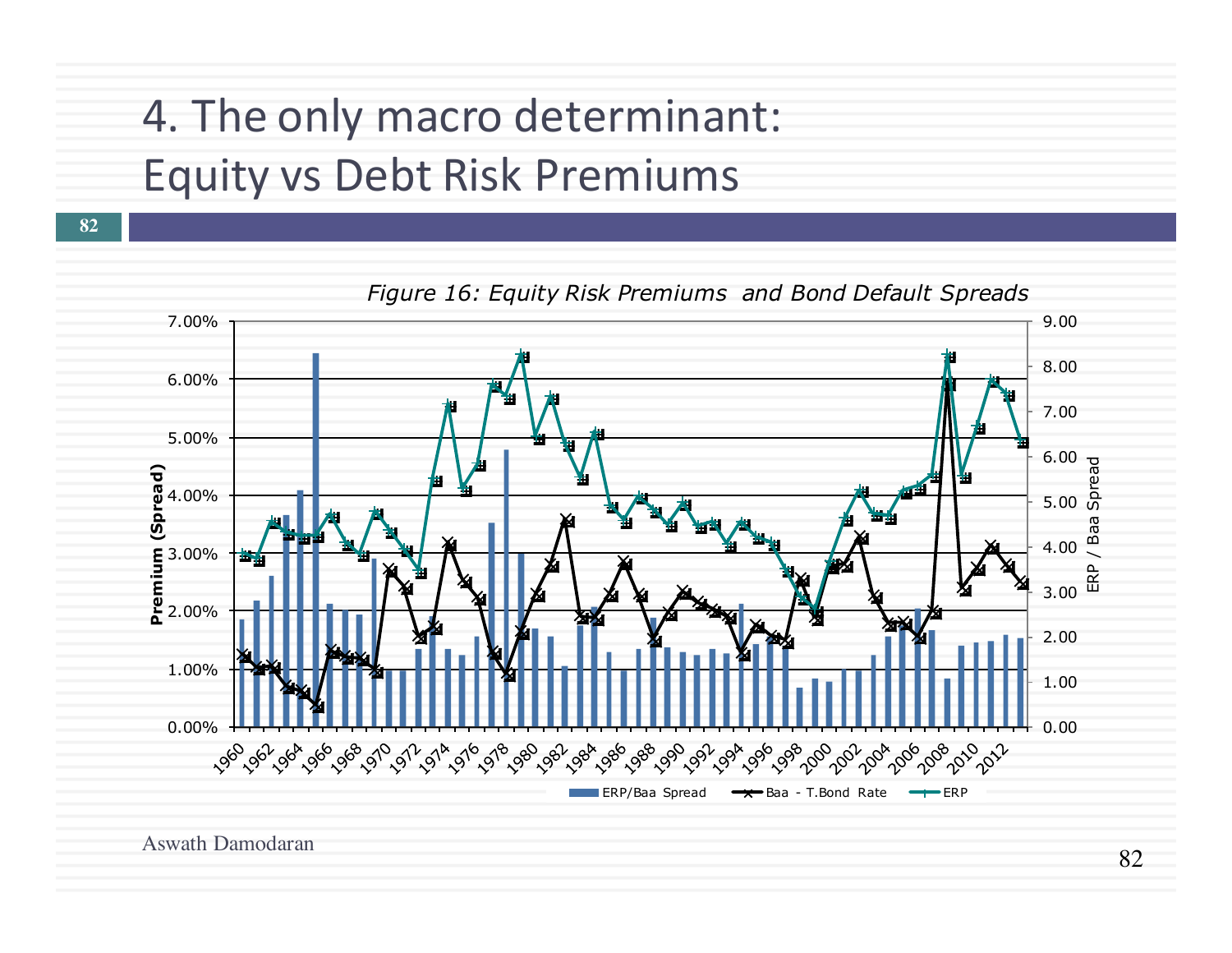# 4. The only macro determinant: Equity vs Debt Risk Premiums

*Figure 16: Equity Risk Premiums and Bond Default Spreads*

Premium (Spread): 0.00%, 1.00%, 2.00%, 3.00%, 4.00%, 5.00%, 6.00%, 7.00%

ERP / Baa Spread: 0.00, 1.00, 2.00, 3.00, 4.00, 5.00, 6.00, 7.00, 8.00, 9.00

Years: 1960, 1962, 1964, 1966, 1968, 1970, 1972, 1974, 1976, 1978, 1980, 1982, 1984, 1986, 1988, 1990, 1992, 1994, 1996, 1998, 2000, 2002, 2004, 2006, 2008, 2010, 2012

Legend: ERP/Baa Spread, Baa - T.Bond Rate, ERP

Aswath Damodaran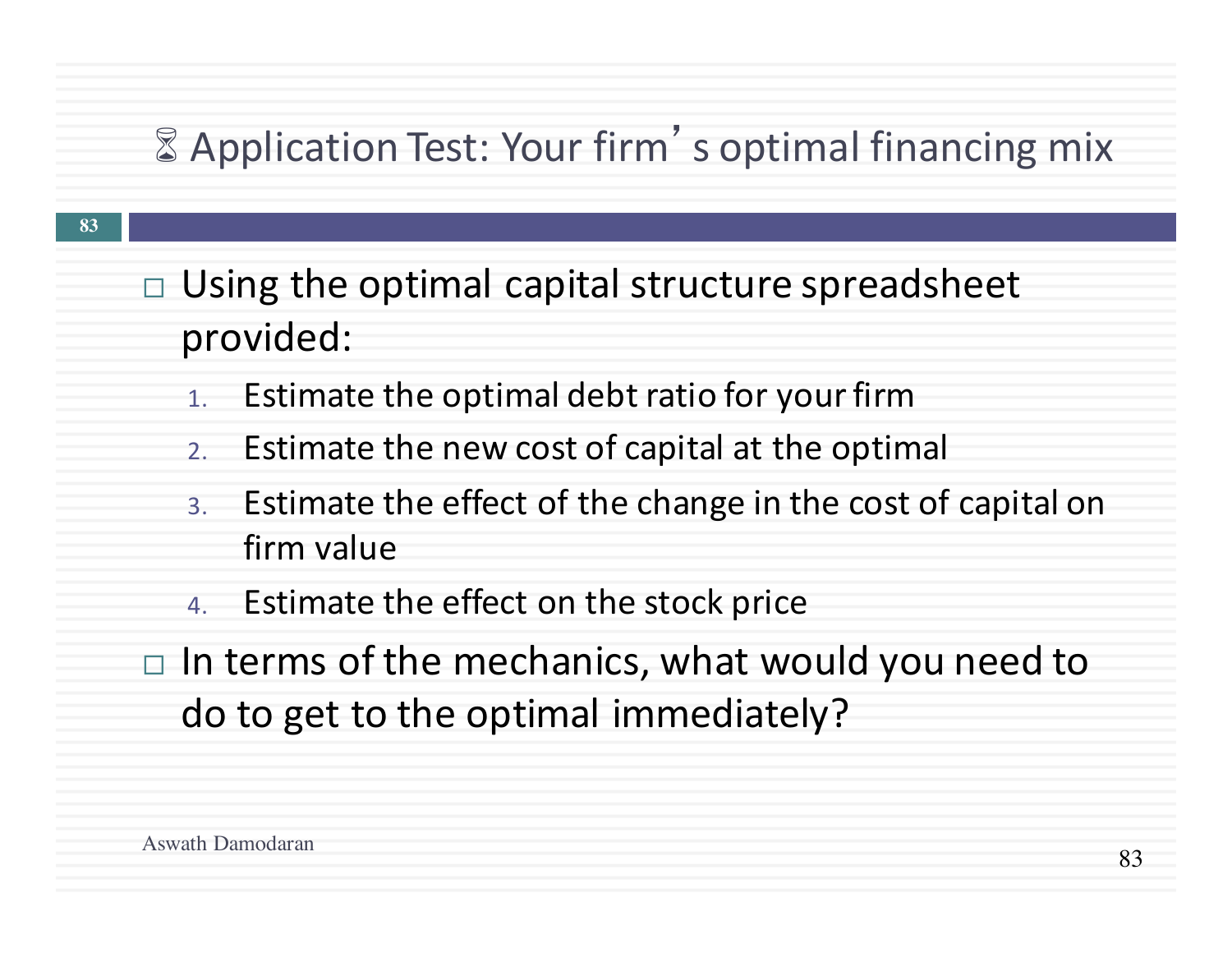# ⌛ Application Test: Your firm's optimal financing mix

- Using the optimal capital structure spreadsheet provided:
  1. Estimate the optimal debt ratio for your firm
  2. Estimate the new cost of capital at the optimal
  3. Estimate the effect of the change in the cost of capital on firm value
  4. Estimate the effect on the stock price
- In terms of the mechanics, what would you need to do to get to the optimal immediately?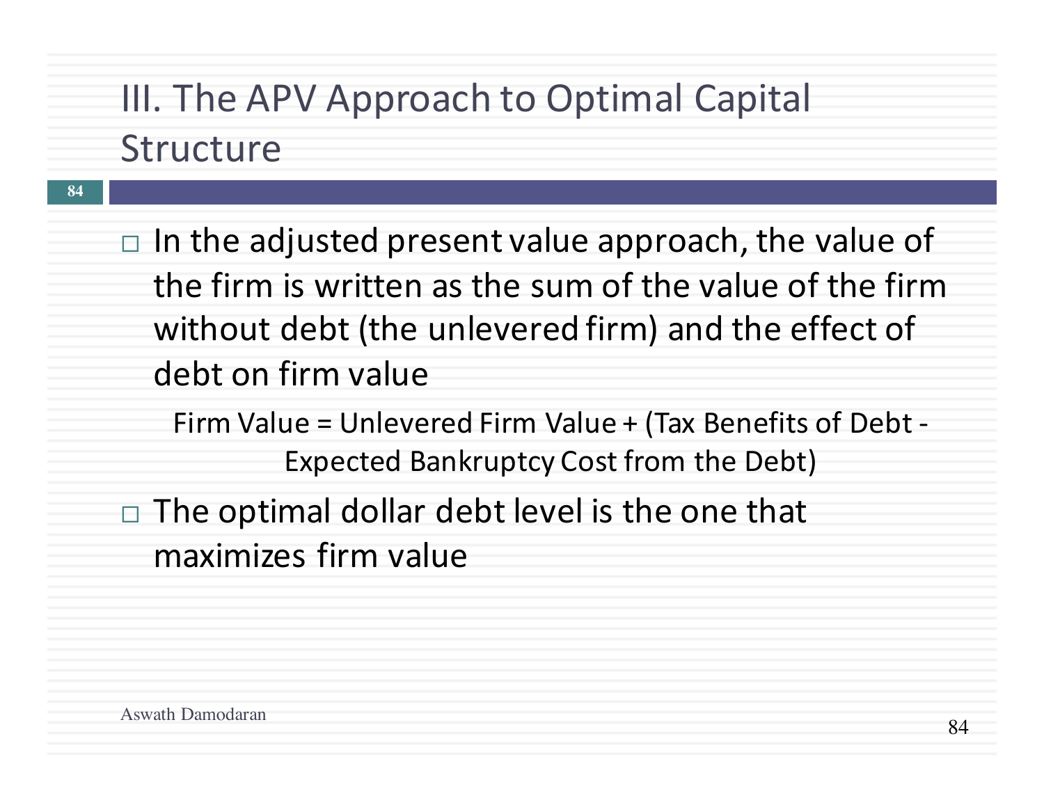# III. The APV Approach to Optimal Capital Structure

- In the adjusted present value approach, the value of the firm is written as the sum of the value of the firm without debt (the unlevered firm) and the effect of debt on firm value

  Firm Value = Unlevered Firm Value + (Tax Benefits of Debt - Expected Bankruptcy Cost from the Debt)

- The optimal dollar debt level is the one that maximizes firm value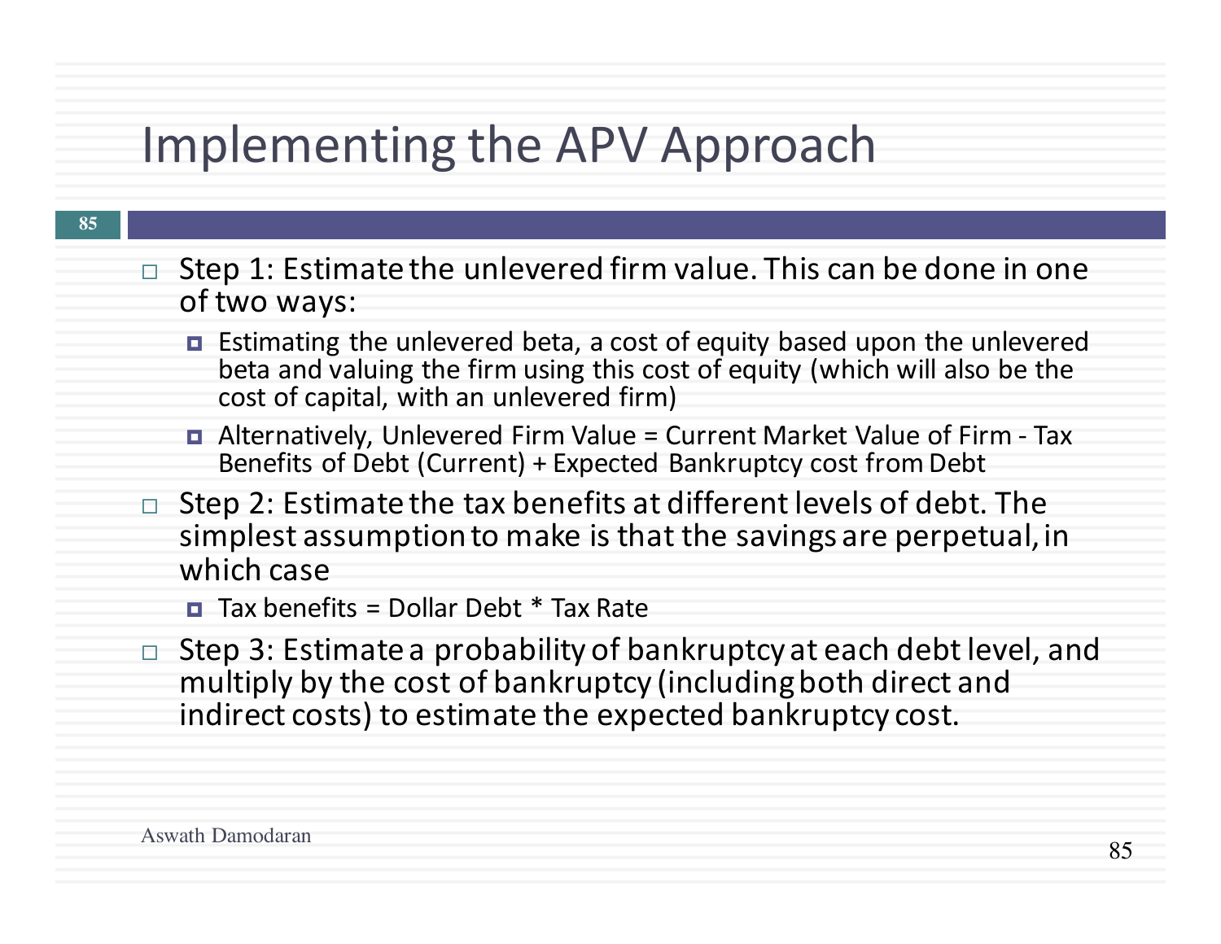# Implementing the APV Approach

- Step 1: Estimate the unlevered firm value. This can be done in one of two ways:
  - Estimating the unlevered beta, a cost of equity based upon the unlevered beta and valuing the firm using this cost of equity (which will also be the cost of capital, with an unlevered firm)
  - Alternatively, Unlevered Firm Value = Current Market Value of Firm - Tax Benefits of Debt (Current) + Expected Bankruptcy cost from Debt
- Step 2: Estimate the tax benefits at different levels of debt. The simplest assumption to make is that the savings are perpetual, in which case
  - Tax benefits = Dollar Debt * Tax Rate
- Step 3: Estimate a probability of bankruptcy at each debt level, and multiply by the cost of bankruptcy (including both direct and indirect costs) to estimate the expected bankruptcy cost.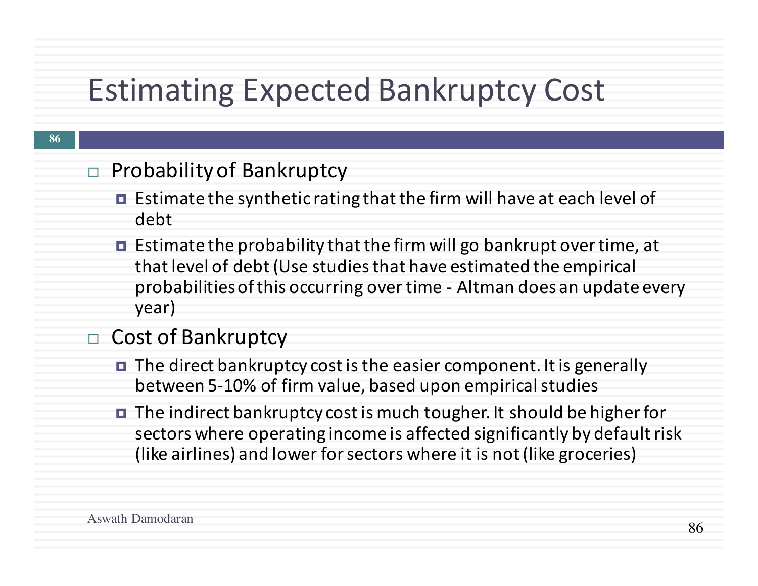# Estimating Expected Bankruptcy Cost

- Probability of Bankruptcy
  - Estimate the synthetic rating that the firm will have at each level of debt
  - Estimate the probability that the firm will go bankrupt over time, at that level of debt (Use studies that have estimated the empirical probabilities of this occurring over time - Altman does an update every year)
- Cost of Bankruptcy
  - The direct bankruptcy cost is the easier component. It is generally between 5-10% of firm value, based upon empirical studies
  - The indirect bankruptcy cost is much tougher. It should be higher for sectors where operating income is affected significantly by default risk (like airlines) and lower for sectors where it is not (like groceries)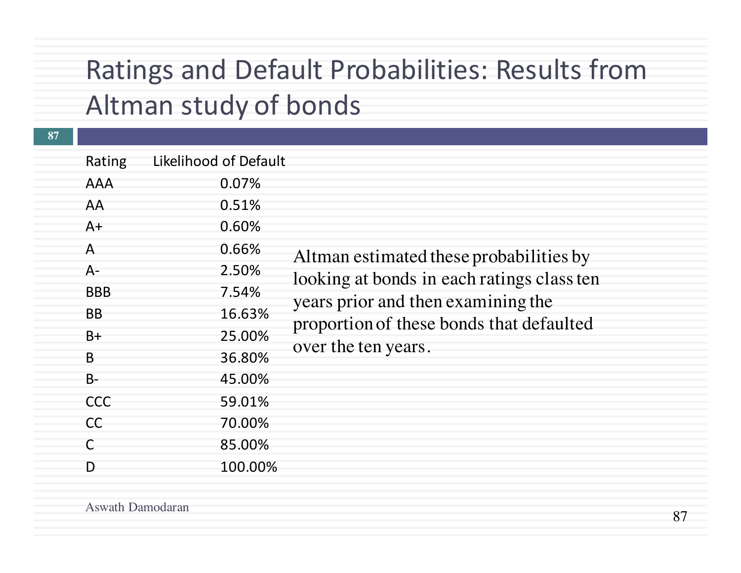# Ratings and Default Probabilities: Results from Altman study of bonds

| Rating | Likelihood of Default |
|---|---|
| AAA | 0.07% |
| AA | 0.51% |
| A+ | 0.60% |
| A | 0.66% |
| A- | 2.50% |
| BBB | 7.54% |
| BB | 16.63% |
| B+ | 25.00% |
| B | 36.80% |
| B- | 45.00% |
| CCC | 59.01% |
| CC | 70.00% |
| C | 85.00% |
| D | 100.00% |

Altman estimated these probabilities by looking at bonds in each ratings class ten years prior and then examining the proportion of these bonds that defaulted over the ten years.

Aswath Damodaran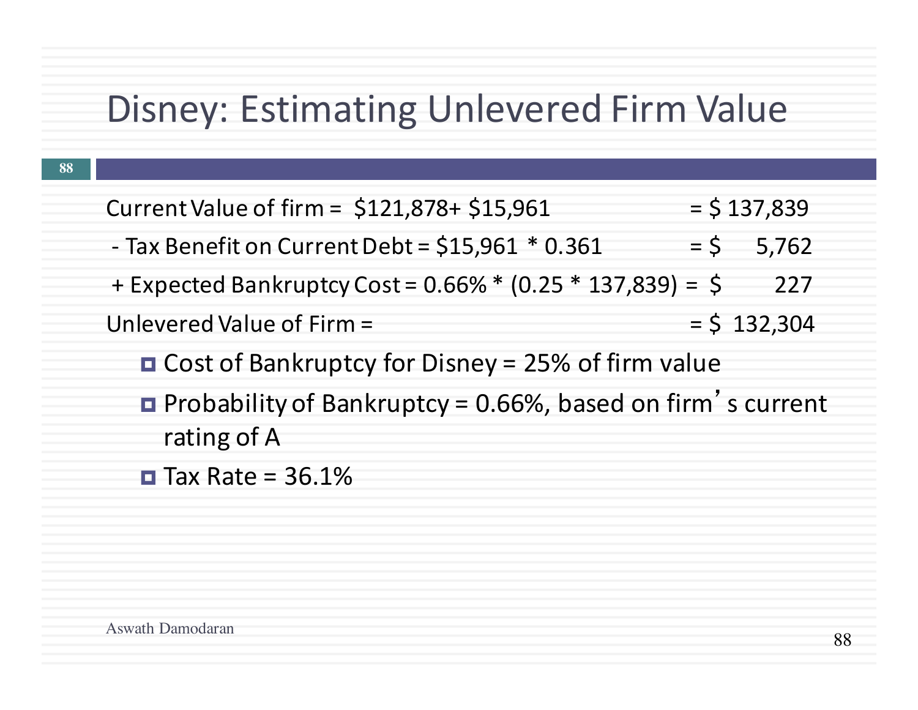# Disney: Estimating Unlevered Firm Value

| | |
|---|---|
| Current Value of firm = \$121,878+ \$15,961 | = \$ 137,839 |
| - Tax Benefit on Current Debt = \$15,961 * 0.361 | = \$ 5,762 |
| + Expected Bankruptcy Cost = 0.66% * (0.25 * 137,839) | = \$ 227 |
| Unlevered Value of Firm = | = \$ 132,304 |

- Cost of Bankruptcy for Disney = 25% of firm value
- Probability of Bankruptcy = 0.66%, based on firm's current rating of A
- Tax Rate = 36.1%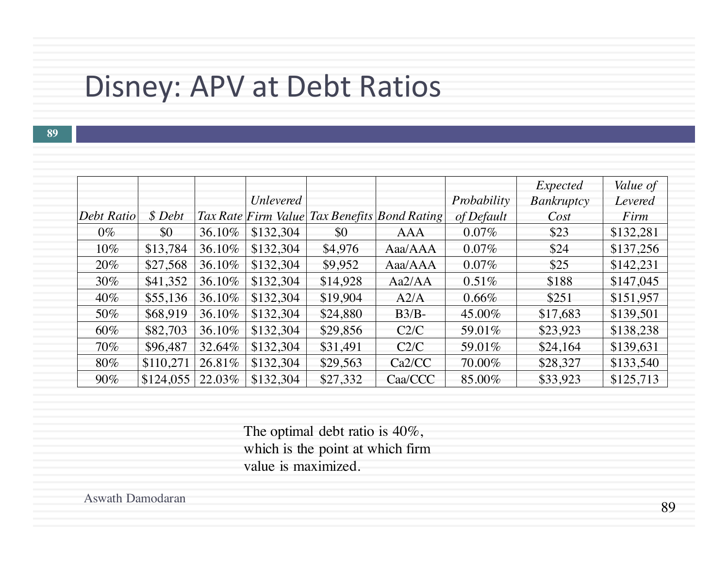# Disney: APV at Debt Ratios

| *Debt Ratio* | *$ Debt* | *Tax Rate* | *Unlevered Firm Value* | *Tax Benefits* | *Bond Rating* | *Probability of Default* | *Expected Bankruptcy Cost* | *Value of Levered Firm* |
|---|---|---|---|---|---|---|---|---|
| 0% | $0 | 36.10% | $132,304 | $0 | AAA | 0.07% | $23 | $132,281 |
| 10% | $13,784 | 36.10% | $132,304 | $4,976 | Aaa/AAA | 0.07% | $24 | $137,256 |
| 20% | $27,568 | 36.10% | $132,304 | $9,952 | Aaa/AAA | 0.07% | $25 | $142,231 |
| 30% | $41,352 | 36.10% | $132,304 | $14,928 | Aa2/AA | 0.51% | $188 | $147,045 |
| 40% | $55,136 | 36.10% | $132,304 | $19,904 | A2/A | 0.66% | $251 | $151,957 |
| 50% | $68,919 | 36.10% | $132,304 | $24,880 | B3/B- | 45.00% | $17,683 | $139,501 |
| 60% | $82,703 | 36.10% | $132,304 | $29,856 | C2/C | 59.01% | $23,923 | $138,238 |
| 70% | $96,487 | 32.64% | $132,304 | $31,491 | C2/C | 59.01% | $24,164 | $139,631 |
| 80% | $110,271 | 26.81% | $132,304 | $29,563 | Ca2/CC | 70.00% | $28,327 | $133,540 |
| 90% | $124,055 | 22.03% | $132,304 | $27,332 | Caa/CCC | 85.00% | $33,923 | $125,713 |

The optimal debt ratio is 40%, which is the point at which firm value is maximized.

Aswath Damodaran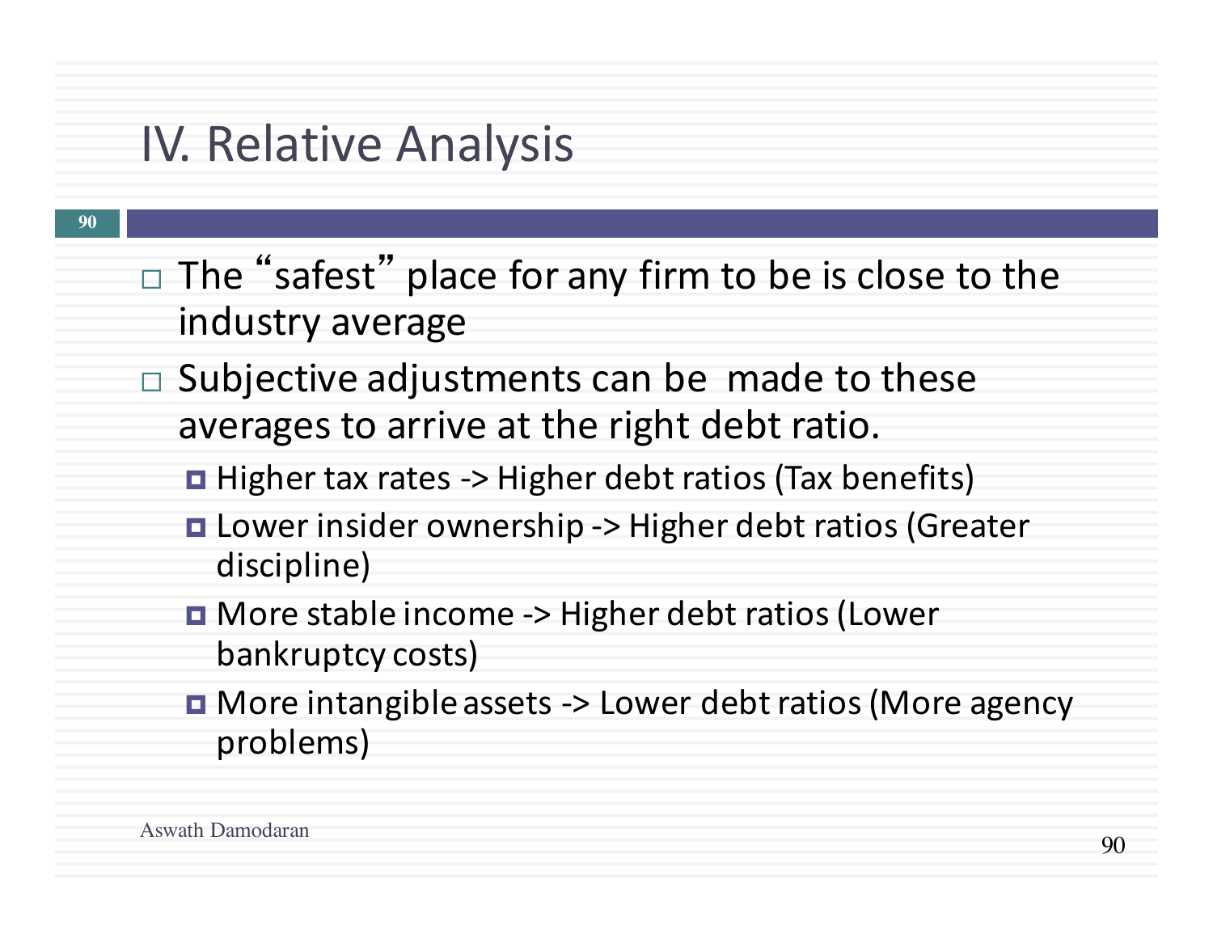## IV. Relative Analysis

- The "safest" place for any firm to be is close to the industry average
- Subjective adjustments can be made to these averages to arrive at the right debt ratio.
  - Higher tax rates -> Higher debt ratios (Tax benefits)
  - Lower insider ownership -> Higher debt ratios (Greater discipline)
  - More stable income -> Higher debt ratios (Lower bankruptcy costs)
  - More intangible assets -> Lower debt ratios (More agency problems)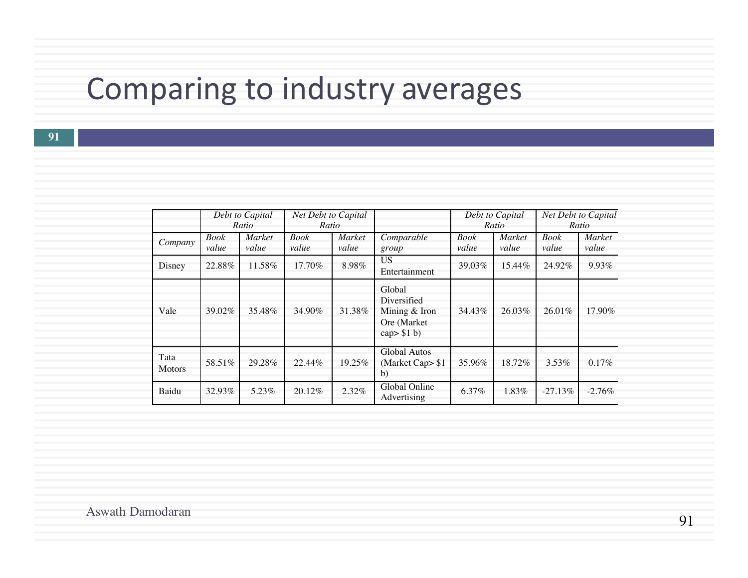# Comparing to industry averages

| | Debt to Capital Ratio | | Net Debt to Capital Ratio | | | Debt to Capital Ratio | | Net Debt to Capital Ratio | |
|---|---|---|---|---|---|---|---|---|---|
| *Company* | *Book value* | *Market value* | *Book value* | *Market value* | *Comparable group* | *Book value* | *Market value* | *Book value* | *Market value* |
| Disney | 22.88% | 11.58% | 17.70% | 8.98% | US Entertainment | 39.03% | 15.44% | 24.92% | 9.93% |
| Vale | 39.02% | 35.48% | 34.90% | 31.38% | Global Diversified Mining & Iron Ore (Market cap> $1 b) | 34.43% | 26.03% | 26.01% | 17.90% |
| Tata Motors | 58.51% | 29.28% | 22.44% | 19.25% | Global Autos (Market Cap> $1 b) | 35.96% | 18.72% | 3.53% | 0.17% |
| Baidu | 32.93% | 5.23% | 20.12% | 2.32% | Global Online Advertising | 6.37% | 1.83% | -27.13% | -2.76% |

Aswath Damodaran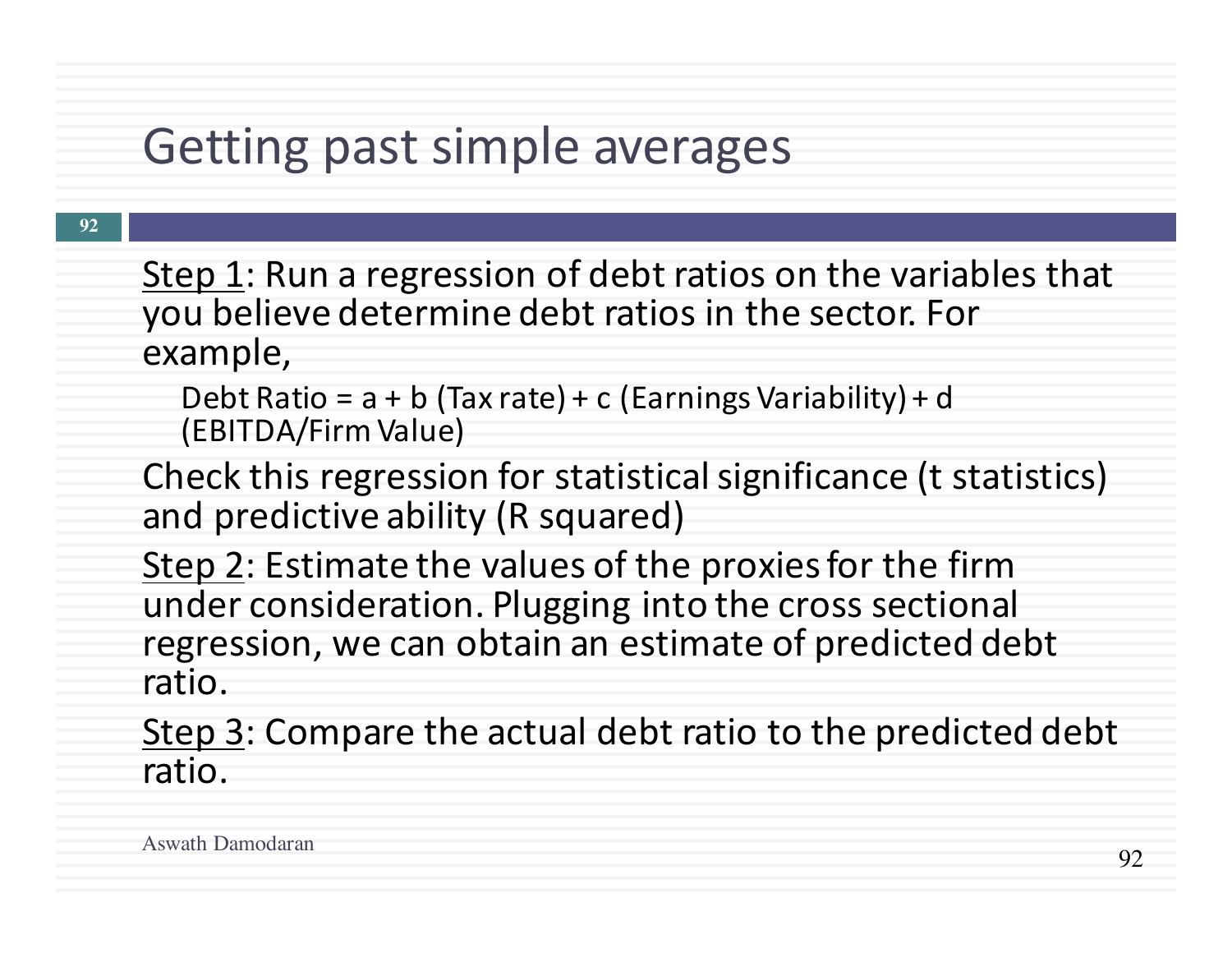# Getting past simple averages

Step 1: Run a regression of debt ratios on the variables that you believe determine debt ratios in the sector. For example,

Debt Ratio = a + b (Tax rate) + c (Earnings Variability) + d (EBITDA/Firm Value)

Check this regression for statistical significance (t statistics) and predictive ability (R squared)

Step 2: Estimate the values of the proxies for the firm under consideration. Plugging into the cross sectional regression, we can obtain an estimate of predicted debt ratio.

Step 3: Compare the actual debt ratio to the predicted debt ratio.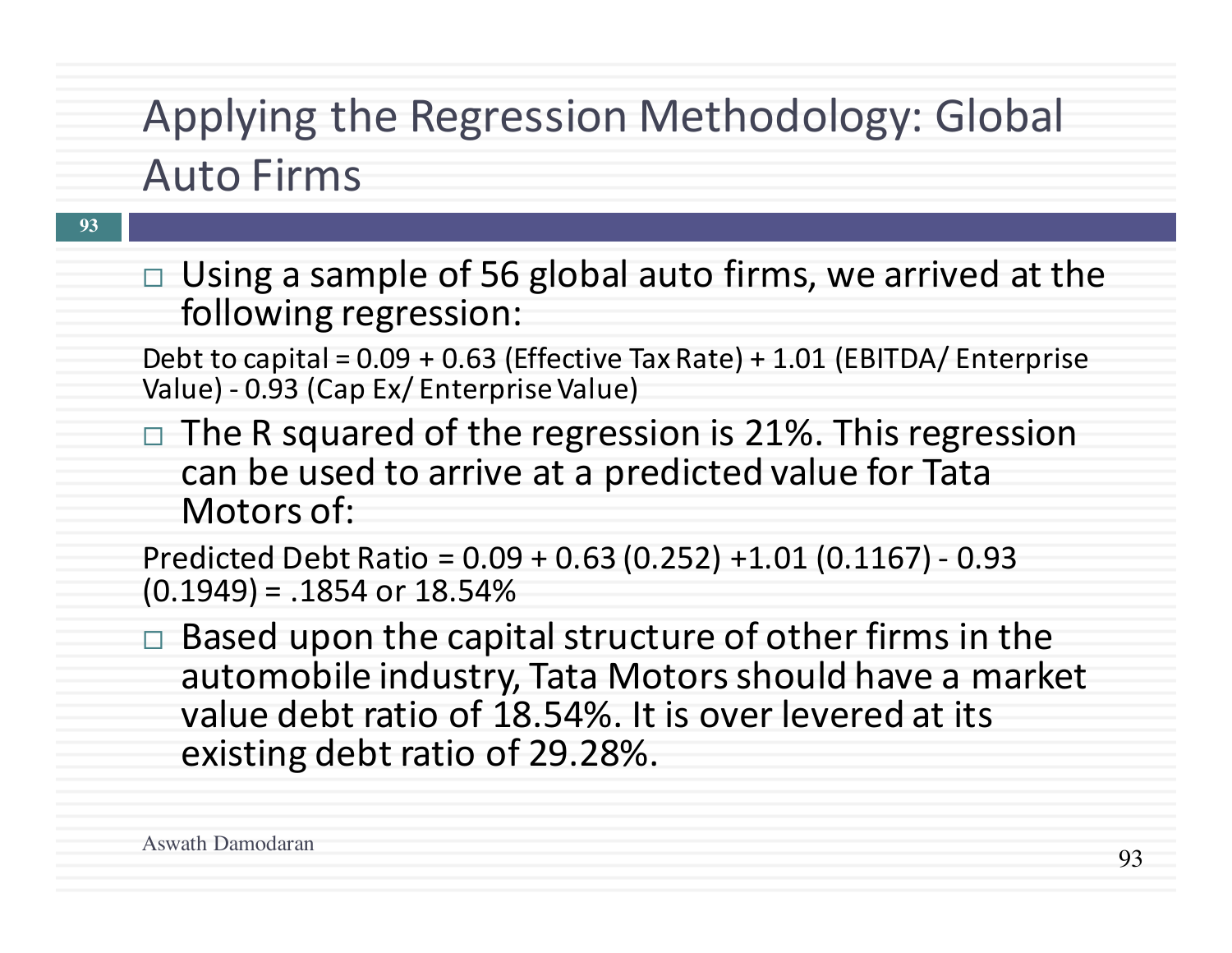# Applying the Regression Methodology: Global Auto Firms

- Using a sample of 56 global auto firms, we arrived at the following regression:

Debt to capital = 0.09 + 0.63 (Effective Tax Rate) + 1.01 (EBITDA/ Enterprise Value) - 0.93 (Cap Ex/ Enterprise Value)

- The R squared of the regression is 21%. This regression can be used to arrive at a predicted value for Tata Motors of:

Predicted Debt Ratio = 0.09 + 0.63 (0.252) +1.01 (0.1167) - 0.93 (0.1949) = .1854 or 18.54%

- Based upon the capital structure of other firms in the automobile industry, Tata Motors should have a market value debt ratio of 18.54%. It is over levered at its existing debt ratio of 29.28%.

Aswath Damodaran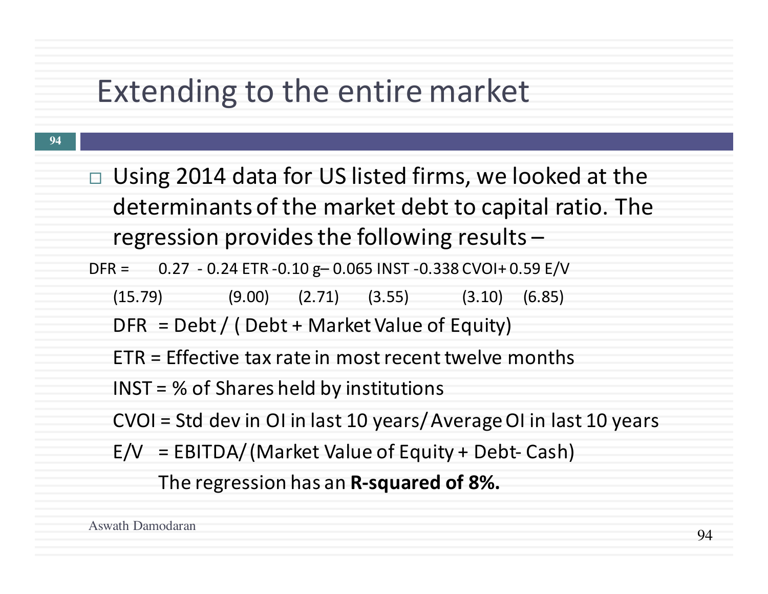# Extending to the entire market

- Using 2014 data for US listed firms, we looked at the determinants of the market debt to capital ratio. The regression provides the following results –

$$DFR = 0.27 - 0.24\ ETR - 0.10\ g - 0.065\ INST - 0.338\ CVOI + 0.59\ E/V$$

(15.79) (9.00) (2.71) (3.55) (3.10) (6.85)

DFR = Debt / ( Debt + Market Value of Equity)

ETR = Effective tax rate in most recent twelve months

INST = % of Shares held by institutions

CVOI = Std dev in OI in last 10 years/ Average OI in last 10 years

E/V = EBITDA/ (Market Value of Equity + Debt- Cash)

The regression has an **R-squared of 8%.**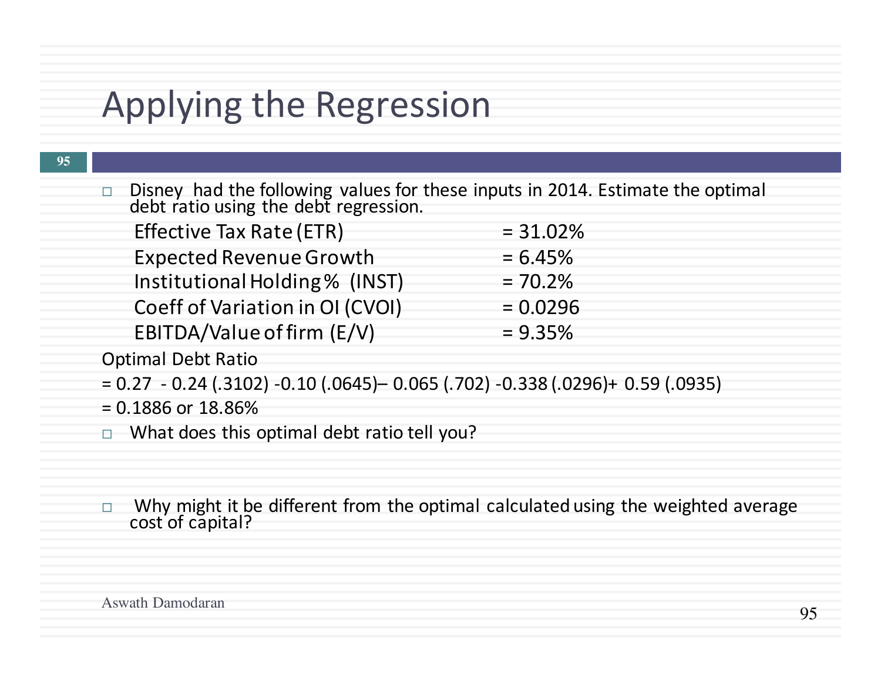# Applying the Regression

- Disney had the following values for these inputs in 2014. Estimate the optimal debt ratio using the debt regression.

| | |
|---|---|
| Effective Tax Rate (ETR) | = 31.02% |
| Expected Revenue Growth | = 6.45% |
| Institutional Holding % (INST) | = 70.2% |
| Coeff of Variation in OI (CVOI) | = 0.0296 |
| EBITDA/Value of firm (E/V) | = 9.35% |

Optimal Debt Ratio

= 0.27 - 0.24 (.3102) -0.10 (.0645)– 0.065 (.702) -0.338 (.0296)+ 0.59 (.0935)

= 0.1886 or 18.86%

- What does this optimal debt ratio tell you?

- Why might it be different from the optimal calculated using the weighted average cost of capital?

Aswath Damodaran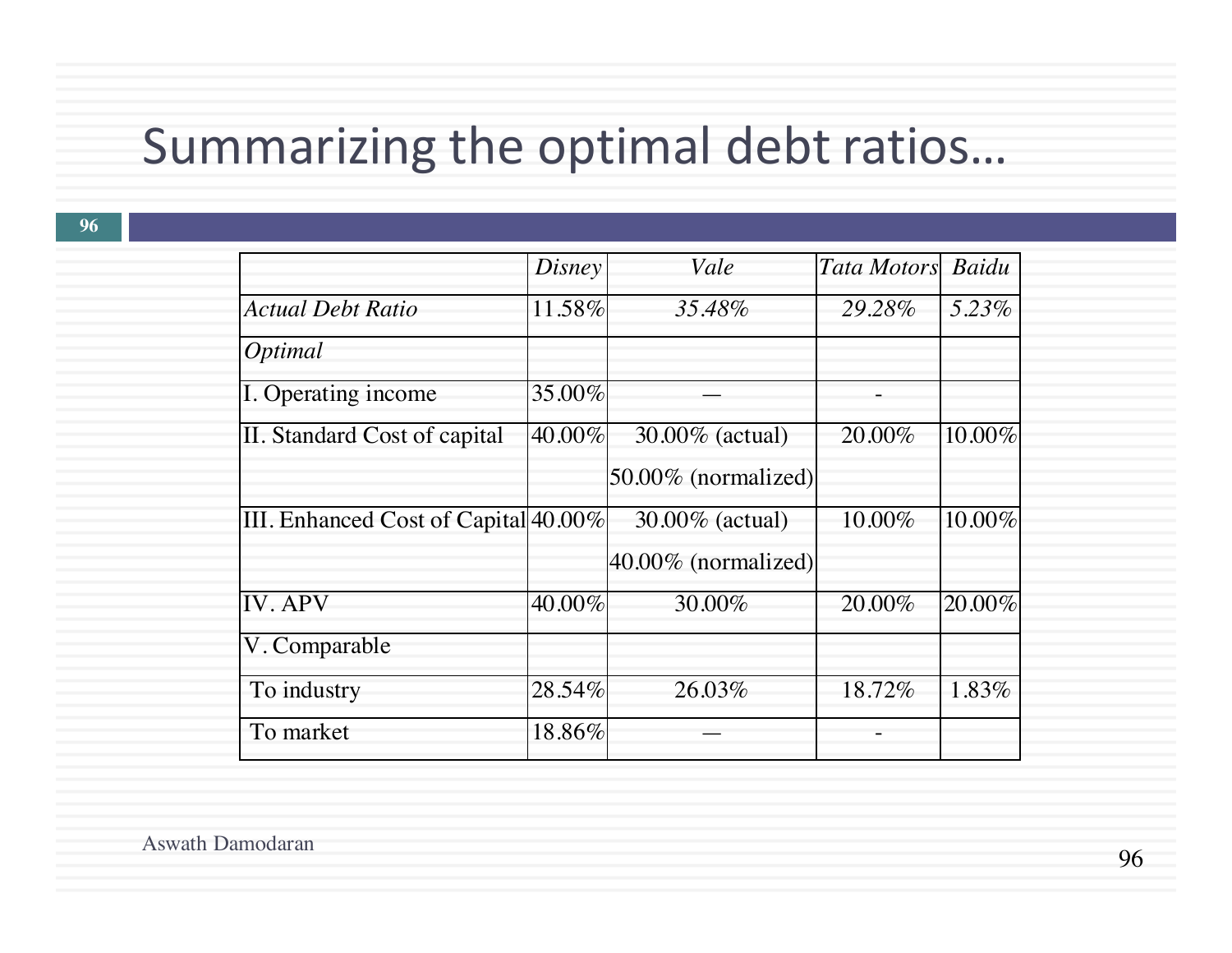# Summarizing the optimal debt ratios…

| | *Disney* | *Vale* | *Tata Motors* | *Baidu* |
|---|---|---|---|---|
| *Actual Debt Ratio* | 11.58% | *35.48%* | *29.28%* | *5.23%* |
| *Optimal* | | | | |
| I. Operating income | 35.00% | — | - | |
| II. Standard Cost of capital | 40.00% | 30.00% (actual)<br>50.00% (normalized) | 20.00% | 10.00% |
| III. Enhanced Cost of Capital | 40.00% | 30.00% (actual)<br>40.00% (normalized) | 10.00% | 10.00% |
| IV. APV | 40.00% | 30.00% | 20.00% | 20.00% |
| V. Comparable | | | | |
| To industry | 28.54% | 26.03% | 18.72% | 1.83% |
| To market | 18.86% | — | - | |

Aswath Damodaran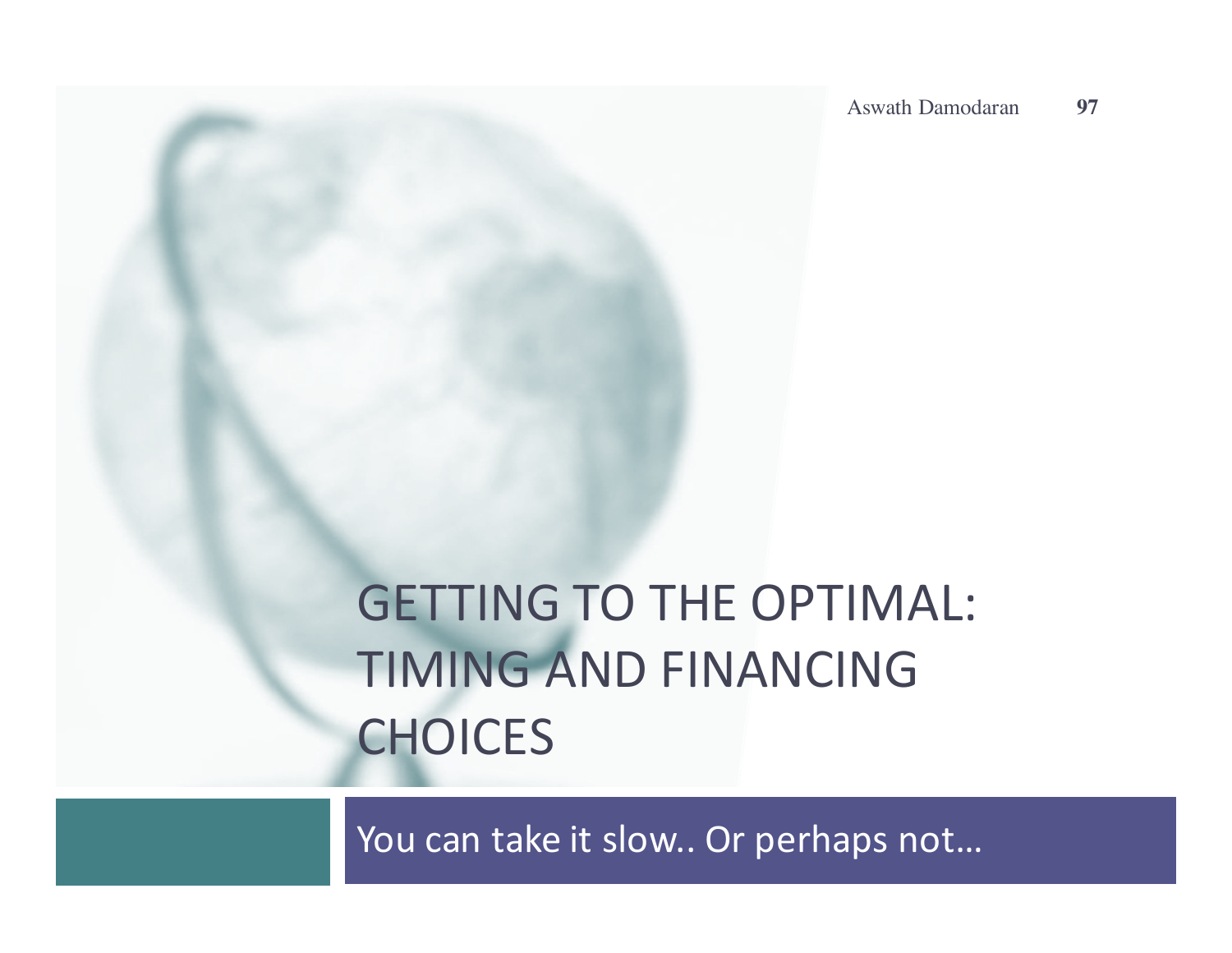# GETTING TO THE OPTIMAL: TIMING AND FINANCING CHOICES

You can take it slow.. Or perhaps not…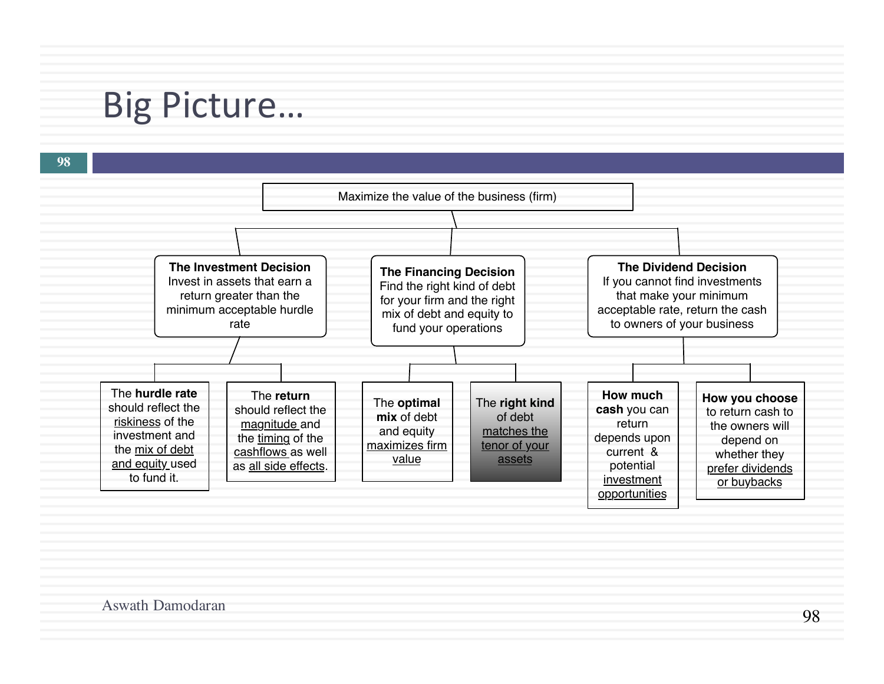# Big Picture…

Maximize the value of the business (firm)

**The Investment Decision**
Invest in assets that earn a return greater than the minimum acceptable hurdle rate

- The **hurdle rate** should reflect the riskiness of the investment and the mix of debt and equity used to fund it.
- The **return** should reflect the magnitude and the timing of the cashflows as well as all side effects.

**The Financing Decision**
Find the right kind of debt for your firm and the right mix of debt and equity to fund your operations

- The **optimal mix** of debt and equity maximizes firm value
- The **right kind** of debt matches the tenor of your assets

**The Dividend Decision**
If you cannot find investments that make your minimum acceptable rate, return the cash to owners of your business

- **How much cash** you can return depends upon current & potential investment opportunities
- **How you choose** to return cash to the owners will depend on whether they prefer dividends or buybacks

Aswath Damodaran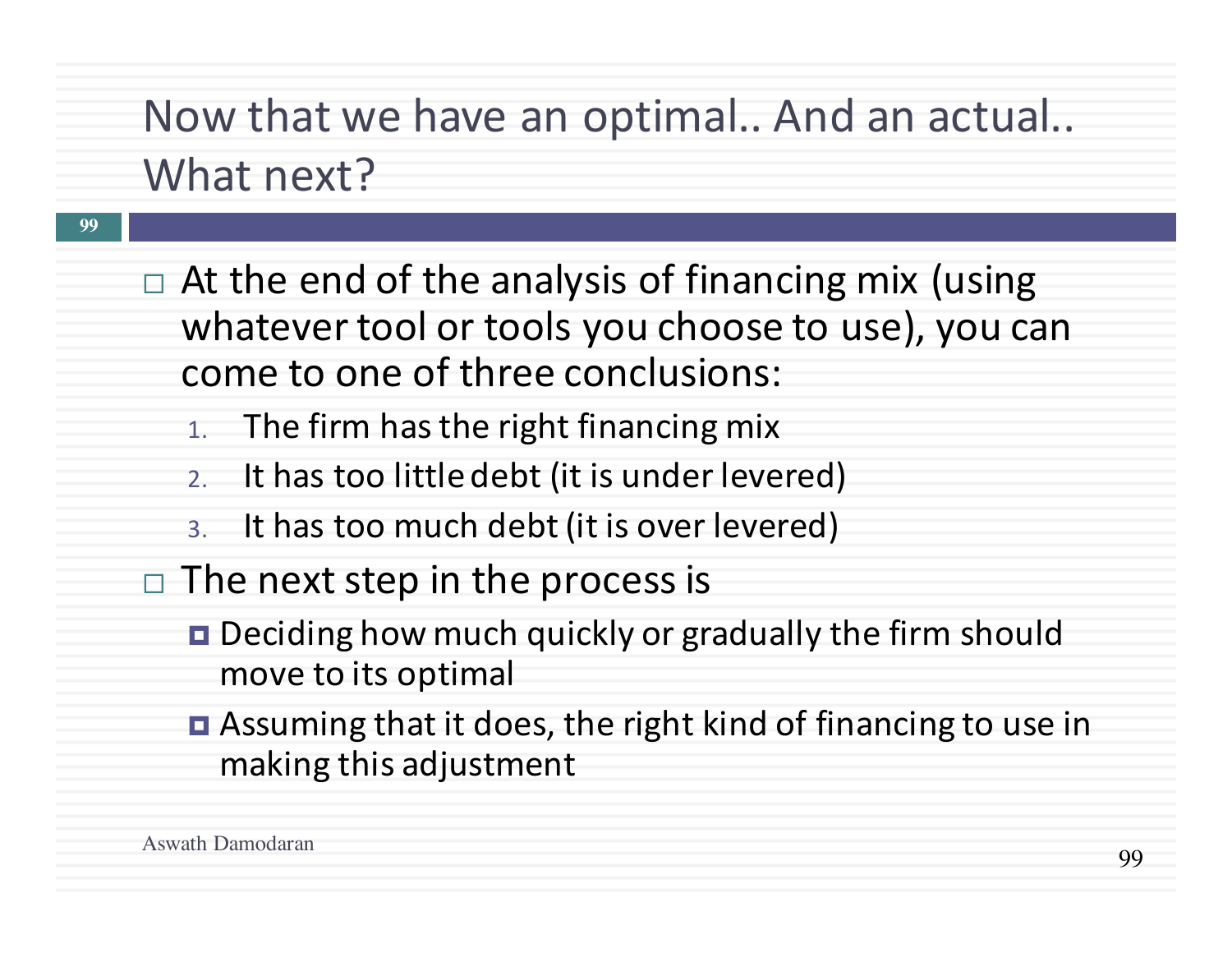# Now that we have an optimal.. And an actual.. What next?

- At the end of the analysis of financing mix (using whatever tool or tools you choose to use), you can come to one of three conclusions:
  1. The firm has the right financing mix
  2. It has too little debt (it is under levered)
  3. It has too much debt (it is over levered)
- The next step in the process is
  - Deciding how much quickly or gradually the firm should move to its optimal
  - Assuming that it does, the right kind of financing to use in making this adjustment